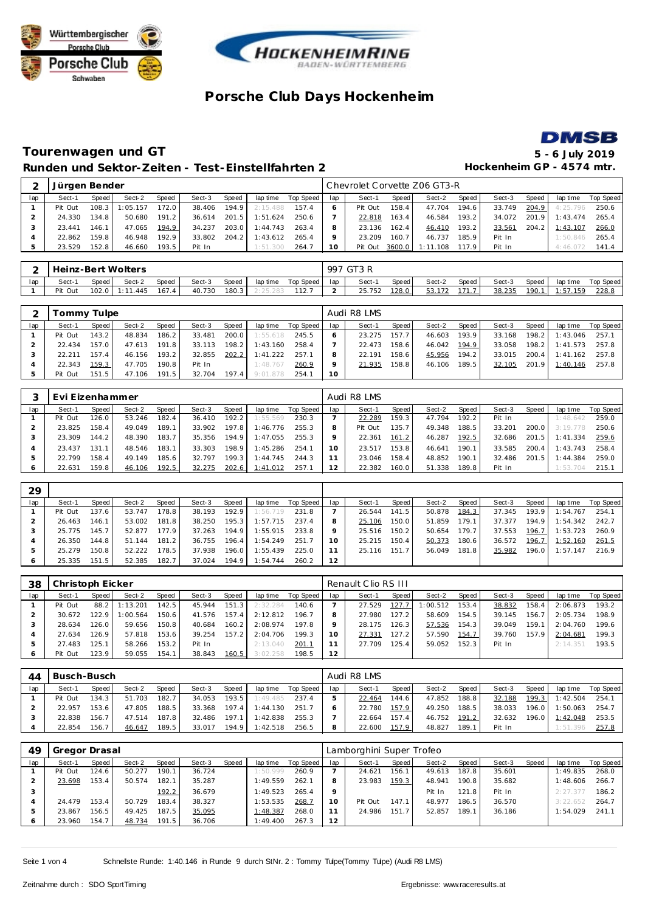# Porsche Club Days Hockenheim

## Tourenwagen und GT

**5 - 6 July 2019**

### Runden und Sektor-Zeiten - Test-Einstellfahrten 2

**Hockenheim GP - 4574 mtr.**

| 2 | Jürgen Bender | | | | | | | | Chevrolet Corvette Z06 GT3-R | | | | | | | | |
|---|---|---|---|---|---|---|---|---|---|---|---|---|---|---|---|---|---|
| lap | Sect-1 | Speed | Sect-2 | Speed | Sect-3 | Speed | lap time | Top Speed | lap | Sect-1 | Speed | Sect-2 | Speed | Sect-3 | Speed | lap time | Top Speed |
| 1 | Pit Out | 108.3 | 1:05.157 | 172.0 | 38.406 | 194.9 | 2:15.488 | 157.4 | 6 | Pit Out | 158.4 | 47.704 | 194.6 | 33.749 | 204.9 | 4:25.796 | 250.6 |
| 2 | 24.330 | 134.8 | 50.680 | 191.2 | 36.614 | 201.5 | 1:51.624 | 250.6 | 7 | 22.818 | 163.4 | 46.584 | 193.2 | 34.072 | 201.9 | 1:43.474 | 265.4 |
| 3 | 23.441 | 146.1 | 47.065 | 194.9 | 34.237 | 203.0 | 1:44.743 | 263.4 | 8 | 23.136 | 162.4 | 46.410 | 193.2 | 33.561 | 204.2 | 1:43.107 | 266.0 |
| 4 | 22.862 | 159.8 | 46.948 | 192.9 | 33.802 | 204.2 | 1:43.612 | 265.4 | 9 | 23.209 | 160.7 | 46.737 | 185.9 | Pit In | | 1:50.846 | 265.4 |
| 5 | 23.529 | 152.8 | 46.660 | 193.5 | Pit In | | 1:51.300 | 264.7 | 10 | Pit Out | 3600.0 | 1:11.108 | 117.9 | Pit In | | 4:46.072 | 141.4 |

| 2 | Heinz-Bert Wolters | | | | | | | | 997 GT3 R | | | | | | | | |
|---|---|---|---|---|---|---|---|---|---|---|---|---|---|---|---|---|---|
| lap | Sect-1 | Speed | Sect-2 | Speed | Sect-3 | Speed | lap time | Top Speed | lap | Sect-1 | Speed | Sect-2 | Speed | Sect-3 | Speed | lap time | Top Speed |
| 1 | Pit Out | 102.0 | 1:11.445 | 167.4 | 40.730 | 180.3 | 2:25.283 | 112.7 | 2 | 25.752 | 128.0 | 53.172 | 171.7 | 38.235 | 190.1 | 1:57.159 | 228.8 |

| 2 | Tommy Tulpe | | | | | | | | Audi R8 LMS | | | | | | | | |
|---|---|---|---|---|---|---|---|---|---|---|---|---|---|---|---|---|---|
| lap | Sect-1 | Speed | Sect-2 | Speed | Sect-3 | Speed | lap time | Top Speed | lap | Sect-1 | Speed | Sect-2 | Speed | Sect-3 | Speed | lap time | Top Speed |
| 1 | Pit Out | 143.2 | 48.834 | 186.2 | 33.481 | 200.0 | 1:55.618 | 245.5 | 6 | 23.275 | 157.7 | 46.603 | 193.9 | 33.168 | 198.2 | 1:43.046 | 257.1 |
| 2 | 22.434 | 157.0 | 47.613 | 191.8 | 33.113 | 198.2 | 1:43.160 | 258.4 | 7 | 22.473 | 158.6 | 46.042 | 194.9 | 33.058 | 198.2 | 1:41.573 | 257.8 |
| 3 | 22.211 | 157.4 | 46.156 | 193.2 | 32.855 | 202.2 | 1:41.222 | 257.1 | 8 | 22.191 | 158.6 | 45.956 | 194.2 | 33.015 | 200.4 | 1:41.162 | 257.8 |
| 4 | 22.343 | 159.3 | 47.705 | 190.8 | Pit In | | 1:48.767 | 260.9 | 9 | 21.935 | 158.8 | 46.106 | 189.5 | 32.105 | 201.9 | 1:40.146 | 257.8 |
| 5 | Pit Out | 151.5 | 47.106 | 191.5 | 32.704 | 197.4 | 9:01.878 | 254.1 | 10 | | | | | | | | |

| 3 | Evi Eizenhammer | | | | | | | | Audi R8 LMS | | | | | | | | |
|---|---|---|---|---|---|---|---|---|---|---|---|---|---|---|---|---|---|
| lap | Sect-1 | Speed | Sect-2 | Speed | Sect-3 | Speed | lap time | Top Speed | lap | Sect-1 | Speed | Sect-2 | Speed | Sect-3 | Speed | lap time | Top Speed |
| 1 | Pit Out | 126.0 | 53.246 | 182.4 | 36.410 | 192.2 | 1:55.569 | 230.3 | 7 | 22.289 | 159.3 | 47.794 | 192.2 | Pit In | | 1:48.642 | 259.0 |
| 2 | 23.825 | 158.4 | 49.049 | 189.1 | 33.902 | 197.8 | 1:46.776 | 255.3 | 8 | Pit Out | 135.7 | 49.348 | 188.5 | 33.201 | 200.0 | 3:19.778 | 250.6 |
| 3 | 23.309 | 144.2 | 48.390 | 183.7 | 35.356 | 194.9 | 1:47.055 | 255.3 | 9 | 22.361 | 161.2 | 46.287 | 192.5 | 32.686 | 201.5 | 1:41.334 | 259.6 |
| 4 | 23.437 | 131.1 | 48.546 | 183.1 | 33.303 | 198.9 | 1:45.286 | 254.1 | 10 | 23.517 | 153.8 | 46.641 | 190.1 | 33.585 | 200.4 | 1:43.743 | 258.4 |
| 5 | 22.799 | 158.4 | 49.149 | 185.6 | 32.797 | 199.3 | 1:44.745 | 244.3 | 11 | 23.046 | 158.4 | 48.852 | 190.1 | 32.486 | 201.5 | 1:44.384 | 259.0 |
| 6 | 22.631 | 159.8 | 46.106 | 192.5 | 32.275 | 202.6 | 1:41.012 | 257.1 | 12 | 22.382 | 160.0 | 51.338 | 189.8 | Pit In | | 1:53.704 | 215.1 |

| 29 | | | | | | | | | | | | | | | | | |
|---|---|---|---|---|---|---|---|---|---|---|---|---|---|---|---|---|---|
| lap | Sect-1 | Speed | Sect-2 | Speed | Sect-3 | Speed | lap time | Top Speed | lap | Sect-1 | Speed | Sect-2 | Speed | Sect-3 | Speed | lap time | Top Speed |
| 1 | Pit Out | 137.6 | 53.747 | 178.8 | 38.193 | 192.9 | 1:56.719 | 231.8 | 7 | 26.544 | 141.5 | 50.878 | 184.3 | 37.345 | 193.9 | 1:54.767 | 254.1 |
| 2 | 26.463 | 146.1 | 53.002 | 181.8 | 38.250 | 195.3 | 1:57.715 | 237.4 | 8 | 25.106 | 150.0 | 51.859 | 179.1 | 37.377 | 194.9 | 1:54.342 | 242.7 |
| 3 | 25.775 | 145.7 | 52.877 | 177.9 | 37.263 | 194.9 | 1:55.915 | 233.8 | 9 | 25.516 | 150.2 | 50.654 | 179.7 | 37.553 | 196.7 | 1:53.723 | 260.9 |
| 4 | 26.350 | 144.8 | 51.144 | 181.2 | 36.755 | 196.4 | 1:54.249 | 251.7 | 10 | 25.215 | 150.4 | 50.373 | 180.6 | 36.572 | 196.7 | 1:52.160 | 261.5 |
| 5 | 25.279 | 150.8 | 52.222 | 178.5 | 37.938 | 196.0 | 1:55.439 | 225.0 | 11 | 25.116 | 151.7 | 56.049 | 181.8 | 35.982 | 196.0 | 1:57.147 | 216.9 |
| 6 | 25.335 | 151.5 | 52.385 | 182.7 | 37.024 | 194.9 | 1:54.744 | 260.2 | 12 | | | | | | | | |

| 38 | Christoph Eicker | | | | | | | | Renault Clio RS III | | | | | | | | |
|---|---|---|---|---|---|---|---|---|---|---|---|---|---|---|---|---|---|
| lap | Sect-1 | Speed | Sect-2 | Speed | Sect-3 | Speed | lap time | Top Speed | lap | Sect-1 | Speed | Sect-2 | Speed | Sect-3 | Speed | lap time | Top Speed |
| 1 | Pit Out | 88.2 | 1:13.201 | 142.5 | 45.944 | 151.3 | 2:32.284 | 140.6 | 7 | 27.529 | 127.7 | 1:00.512 | 153.4 | 38.832 | 158.4 | 2:06.873 | 193.2 |
| 2 | 30.672 | 122.9 | 1:00.564 | 150.6 | 41.576 | 157.4 | 2:12.812 | 196.7 | 8 | 27.980 | 127.2 | 58.609 | 154.5 | 39.145 | 156.7 | 2:05.734 | 198.9 |
| 3 | 28.634 | 126.0 | 59.656 | 150.8 | 40.684 | 160.2 | 2:08.974 | 197.8 | 9 | 28.175 | 126.3 | 57.536 | 154.3 | 39.049 | 159.1 | 2:04.760 | 199.6 |
| 4 | 27.634 | 126.9 | 57.818 | 153.6 | 39.254 | 157.2 | 2:04.706 | 199.3 | 10 | 27.331 | 127.2 | 57.590 | 154.7 | 39.760 | 157.9 | 2:04.681 | 199.3 |
| 5 | 27.483 | 125.1 | 58.266 | 153.2 | Pit In | | 2:13.040 | 201.1 | 11 | 27.709 | 125.4 | 59.052 | 152.3 | Pit In | | 2:14.351 | 193.5 |
| 6 | Pit Out | 123.9 | 59.055 | 154.1 | 38.843 | 160.5 | 3:02.258 | 198.5 | 12 | | | | | | | | |

| 44 | Busch-Busch | | | | | | | | Audi R8 LMS | | | | | | | | |
|---|---|---|---|---|---|---|---|---|---|---|---|---|---|---|---|---|---|
| lap | Sect-1 | Speed | Sect-2 | Speed | Sect-3 | Speed | lap time | Top Speed | lap | Sect-1 | Speed | Sect-2 | Speed | Sect-3 | Speed | lap time | Top Speed |
| 1 | Pit Out | 134.3 | 51.703 | 182.7 | 34.053 | 193.5 | 1:49.485 | 237.4 | 5 | 22.464 | 144.6 | 47.852 | 188.8 | 32.188 | 199.3 | 1:42.504 | 254.1 |
| 2 | 22.957 | 153.6 | 47.805 | 188.5 | 33.368 | 197.4 | 1:44.130 | 251.7 | 6 | 22.780 | 157.9 | 49.250 | 188.5 | 38.033 | 196.0 | 1:50.063 | 254.7 |
| 3 | 22.838 | 156.7 | 47.514 | 187.8 | 32.486 | 197.1 | 1:42.838 | 255.3 | 7 | 22.664 | 157.4 | 46.752 | 191.2 | 32.632 | 196.0 | 1:42.048 | 253.5 |
| 4 | 22.854 | 156.7 | 46.647 | 189.5 | 33.017 | 194.9 | 1:42.518 | 256.5 | 8 | 22.600 | 157.9 | 48.827 | 189.1 | Pit In | | 1:51.396 | 257.8 |

| 49 | Gregor Drasal | | | | | | | | Lamborghini Super Trofeo | | | | | | | | |
|---|---|---|---|---|---|---|---|---|---|---|---|---|---|---|---|---|---|
| lap | Sect-1 | Speed | Sect-2 | Speed | Sect-3 | Speed | lap time | Top Speed | lap | Sect-1 | Speed | Sect-2 | Speed | Sect-3 | Speed | lap time | Top Speed |
| 1 | Pit Out | 124.6 | 50.277 | 190.1 | 36.724 | | 1:50.999 | 260.9 | 7 | 24.621 | 156.1 | 49.613 | 187.8 | 35.601 | | 1:49.835 | 268.0 |
| 2 | 23.698 | 153.4 | 50.574 | 182.1 | 35.287 | | 1:49.559 | 262.1 | 8 | 23.983 | 159.3 | 48.941 | 190.8 | 35.682 | | 1:48.606 | 266.7 |
| 3 | | | | 192.2 | 36.679 | | 1:49.523 | 265.4 | 9 | | | Pit In | 121.8 | Pit In | | 2:27.377 | 186.2 |
| 4 | 24.479 | 153.4 | 50.729 | 183.4 | 38.327 | | 1:53.535 | 268.7 | 10 | Pit Out | 147.1 | 48.977 | 186.5 | 36.570 | | 3:22.652 | 264.7 |
| 5 | 23.867 | 156.5 | 49.425 | 187.5 | 35.095 | | 1:48.387 | 268.0 | 11 | 24.986 | 151.7 | 52.857 | 189.1 | 36.186 | | 1:54.029 | 241.1 |
| 6 | 23.960 | 154.7 | 48.734 | 191.5 | 36.706 | | 1:49.400 | 267.3 | 12 | | | | | | | | |

Schnellste Runde: 1:40.146 in Runde 9 durch StNr. 2 : Tommy Tulpe(Tommy Tulpe) (Audi R8 LMS)

Zeitnahme durch : SDO SportTiming

Ergebnisse: www.raceresults.at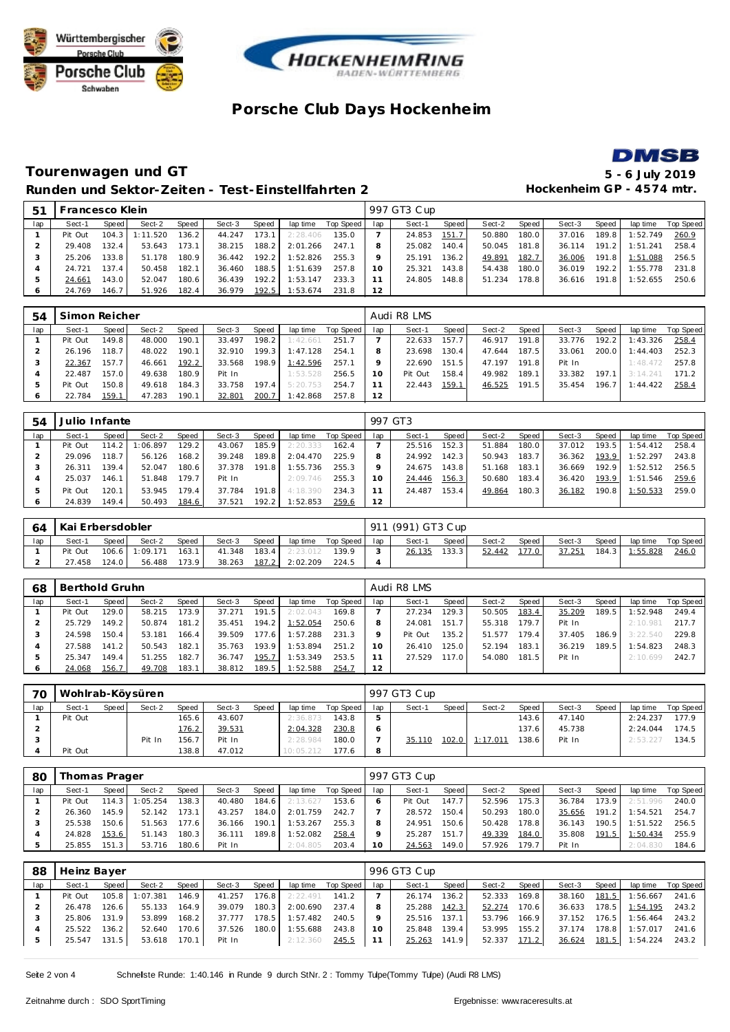# Porsche Club Days Hockenheim

## Tourenwagen und GT

**5 - 6 July 2019**

### Runden und Sektor-Zeiten - Test-Einstellfahrten 2

**Hockenheim GP - 4574 mtr.**

| 51 | Francesco Klein | | | | | | | | 997 GT3 Cup | | | | | | | | |
|---|---|---|---|---|---|---|---|---|---|---|---|---|---|---|---|---|---|
| lap | Sect-1 | Speed | Sect-2 | Speed | Sect-3 | Speed | lap time | Top Speed | lap | Sect-1 | Speed | Sect-2 | Speed | Sect-3 | Speed | lap time | Top Speed |
| 1 | Pit Out | 104.3 | 1:11.520 | 136.2 | 44.247 | 173.1 | 2:28.406 | 135.0 | 7 | 24.853 | 151.7 | 50.880 | 180.0 | 37.016 | 189.8 | 1:52.749 | 260.9 |
| 2 | 29.408 | 132.4 | 53.643 | 173.1 | 38.215 | 188.2 | 2:01.266 | 247.1 | 8 | 25.082 | 140.4 | 50.045 | 181.8 | 36.114 | 191.2 | 1:51.241 | 258.4 |
| 3 | 25.206 | 133.8 | 51.178 | 180.9 | 36.442 | 192.2 | 1:52.826 | 255.3 | 9 | 25.191 | 136.2 | 49.891 | 182.7 | 36.006 | 191.8 | 1:51.088 | 256.5 |
| 4 | 24.721 | 137.4 | 50.458 | 182.1 | 36.460 | 188.5 | 1:51.639 | 257.8 | 10 | 25.321 | 143.8 | 54.438 | 180.0 | 36.019 | 192.2 | 1:55.778 | 231.8 |
| 5 | 24.661 | 143.0 | 52.047 | 180.6 | 36.439 | 192.2 | 1:53.147 | 233.3 | 11 | 24.805 | 148.8 | 51.234 | 178.8 | 36.616 | 191.8 | 1:52.655 | 250.6 |
| 6 | 24.769 | 146.7 | 51.926 | 182.4 | 36.979 | 192.5 | 1:53.674 | 231.8 | 12 | | | | | | | | |

| 54 | Simon Reicher | | | | | | | | Audi R8 LMS | | | | | | | | |
|---|---|---|---|---|---|---|---|---|---|---|---|---|---|---|---|---|---|
| lap | Sect-1 | Speed | Sect-2 | Speed | Sect-3 | Speed | lap time | Top Speed | lap | Sect-1 | Speed | Sect-2 | Speed | Sect-3 | Speed | lap time | Top Speed |
| 1 | Pit Out | 149.8 | 48.000 | 190.1 | 33.497 | 198.2 | 1:42.661 | 251.7 | 7 | 22.633 | 157.7 | 46.917 | 191.8 | 33.776 | 192.2 | 1:43.326 | 258.4 |
| 2 | 26.196 | 118.7 | 48.022 | 190.1 | 32.910 | 199.3 | 1:47.128 | 254.1 | 8 | 23.698 | 130.4 | 47.644 | 187.5 | 33.061 | 200.0 | 1:44.403 | 252.3 |
| 3 | 22.367 | 157.7 | 46.661 | 192.2 | 33.568 | 198.9 | 1:42.596 | 257.1 | 9 | 22.690 | 151.5 | 47.197 | 191.8 | Pit In | | 1:48.472 | 257.8 |
| 4 | 22.487 | 157.0 | 49.638 | 180.9 | Pit In | | 1:53.528 | 256.5 | 10 | Pit Out | 158.4 | 49.982 | 189.1 | 33.382 | 197.1 | 3:14.241 | 171.2 |
| 5 | Pit Out | 150.8 | 49.618 | 184.3 | 33.758 | 197.4 | 5:20.753 | 254.7 | 11 | 22.443 | 159.1 | 46.525 | 191.5 | 35.454 | 196.7 | 1:44.422 | 258.4 |
| 6 | 22.784 | 159.1 | 47.283 | 190.1 | 32.801 | 200.7 | 1:42.868 | 257.8 | 12 | | | | | | | | |

| 54 | Julio Infante | | | | | | | | 997 GT3 | | | | | | | | |
|---|---|---|---|---|---|---|---|---|---|---|---|---|---|---|---|---|---|
| lap | Sect-1 | Speed | Sect-2 | Speed | Sect-3 | Speed | lap time | Top Speed | lap | Sect-1 | Speed | Sect-2 | Speed | Sect-3 | Speed | lap time | Top Speed |
| 1 | Pit Out | 114.2 | 1:06.897 | 129.2 | 43.067 | 185.9 | 2:20.333 | 162.4 | 7 | 25.516 | 152.3 | 51.884 | 180.0 | 37.012 | 193.5 | 1:54.412 | 258.4 |
| 2 | 29.096 | 118.7 | 56.126 | 168.2 | 39.248 | 189.8 | 2:04.470 | 225.9 | 8 | 24.992 | 142.3 | 50.943 | 183.7 | 36.362 | 193.9 | 1:52.297 | 243.8 |
| 3 | 26.311 | 139.4 | 52.047 | 180.6 | 37.378 | 191.8 | 1:55.736 | 255.3 | 9 | 24.675 | 143.8 | 51.168 | 183.1 | 36.669 | 192.9 | 1:52.512 | 256.5 |
| 4 | 25.037 | 146.1 | 51.848 | 179.7 | Pit In | | 2:09.746 | 255.3 | 10 | 24.446 | 156.3 | 50.680 | 183.4 | 36.420 | 193.9 | 1:51.546 | 259.6 |
| 5 | Pit Out | 120.1 | 53.945 | 179.4 | 37.784 | 191.8 | 4:18.390 | 234.3 | 11 | 24.487 | 153.4 | 49.864 | 180.3 | 36.182 | 190.8 | 1:50.533 | 259.0 |
| 6 | 24.839 | 149.4 | 50.493 | 184.6 | 37.521 | 192.2 | 1:52.853 | 259.6 | 12 | | | | | | | | |

| 64 | Kai Erbersdobler | | | | | | | | 911 (991) GT3 Cup | | | | | | | | |
|---|---|---|---|---|---|---|---|---|---|---|---|---|---|---|---|---|---|
| lap | Sect-1 | Speed | Sect-2 | Speed | Sect-3 | Speed | lap time | Top Speed | lap | Sect-1 | Speed | Sect-2 | Speed | Sect-3 | Speed | lap time | Top Speed |
| 1 | Pit Out | 106.6 | 1:09.171 | 163.1 | 41.348 | 183.4 | 2:23.012 | 139.9 | 3 | 26.135 | 133.3 | 52.442 | 177.0 | 37.251 | 184.3 | 1:55.828 | 246.0 |
| 2 | 27.458 | 124.0 | 56.488 | 173.9 | 38.263 | 187.2 | 2:02.209 | 224.5 | 4 | | | | | | | | |

| 68 | Berthold Gruhn | | | | | | | | Audi R8 LMS | | | | | | | | |
|---|---|---|---|---|---|---|---|---|---|---|---|---|---|---|---|---|---|
| lap | Sect-1 | Speed | Sect-2 | Speed | Sect-3 | Speed | lap time | Top Speed | lap | Sect-1 | Speed | Sect-2 | Speed | Sect-3 | Speed | lap time | Top Speed |
| 1 | Pit Out | 129.0 | 58.215 | 173.9 | 37.271 | 191.5 | 2:02.043 | 169.8 | 7 | 27.234 | 129.3 | 50.505 | 183.4 | 35.209 | 189.5 | 1:52.948 | 249.4 |
| 2 | 25.729 | 149.2 | 50.874 | 181.2 | 35.451 | 194.2 | 1:52.054 | 250.6 | 8 | 24.081 | 151.7 | 55.318 | 179.7 | Pit In | | 2:10.981 | 217.7 |
| 3 | 24.598 | 150.4 | 53.181 | 166.4 | 39.509 | 177.6 | 1:57.288 | 231.3 | 9 | Pit Out | 135.2 | 51.577 | 179.4 | 37.405 | 186.9 | 3:22.540 | 229.8 |
| 4 | 27.588 | 141.2 | 50.543 | 182.1 | 35.763 | 193.9 | 1:53.894 | 251.2 | 10 | 26.410 | 125.0 | 52.194 | 183.1 | 36.219 | 189.5 | 1:54.823 | 248.3 |
| 5 | 25.347 | 149.4 | 51.255 | 182.7 | 36.747 | 195.7 | 1:53.349 | 253.5 | 11 | 27.529 | 117.0 | 54.080 | 181.5 | Pit In | | 2:10.699 | 242.7 |
| 6 | 24.068 | 156.7 | 49.708 | 183.1 | 38.812 | 189.5 | 1:52.588 | 254.7 | 12 | | | | | | | | |

| 70 | Wohlrab-Köysüren | | | | | | | | 997 GT3 Cup | | | | | | | | |
|---|---|---|---|---|---|---|---|---|---|---|---|---|---|---|---|---|---|
| lap | Sect-1 | Speed | Sect-2 | Speed | Sect-3 | Speed | lap time | Top Speed | lap | Sect-1 | Speed | Sect-2 | Speed | Sect-3 | Speed | lap time | Top Speed |
| 1 | Pit Out | | | 165.6 | 43.607 | | 2:36.873 | 143.8 | 5 | | | | 143.6 | 47.140 | | 2:24.237 | 177.9 |
| 2 | | | | 176.2 | 39.531 | | 2:04.328 | 230.8 | 6 | | | | 137.6 | 45.738 | | 2:24.044 | 174.5 |
| 3 | | | Pit In | 156.7 | Pit In | | 2:28.984 | 180.0 | 7 | 35.110 | 102.0 | 1:17.011 | 138.6 | Pit In | | 2:53.227 | 134.5 |
| 4 | Pit Out | | | 138.8 | 47.012 | | 10:05.212 | 177.6 | 8 | | | | | | | | |

| 80 | Thomas Prager | | | | | | | | 997 GT3 Cup | | | | | | | | |
|---|---|---|---|---|---|---|---|---|---|---|---|---|---|---|---|---|---|
| lap | Sect-1 | Speed | Sect-2 | Speed | Sect-3 | Speed | lap time | Top Speed | lap | Sect-1 | Speed | Sect-2 | Speed | Sect-3 | Speed | lap time | Top Speed |
| 1 | Pit Out | 114.3 | 1:05.254 | 138.3 | 40.480 | 184.6 | 2:13.627 | 153.6 | 6 | Pit Out | 147.7 | 52.596 | 175.3 | 36.784 | 173.9 | 2:51.996 | 240.0 |
| 2 | 26.360 | 145.9 | 52.142 | 173.1 | 43.257 | 184.0 | 2:01.759 | 242.7 | 7 | 28.572 | 150.4 | 50.293 | 180.0 | 35.656 | 191.2 | 1:54.521 | 254.7 |
| 3 | 25.538 | 150.6 | 51.563 | 177.6 | 36.166 | 190.1 | 1:53.267 | 255.3 | 8 | 24.951 | 150.6 | 50.428 | 178.8 | 36.143 | 190.5 | 1:51.522 | 256.5 |
| 4 | 24.828 | 153.6 | 51.143 | 180.3 | 36.111 | 189.8 | 1:52.082 | 258.4 | 9 | 25.287 | 151.7 | 49.339 | 184.0 | 35.808 | 191.5 | 1:50.434 | 255.9 |
| 5 | 25.855 | 151.3 | 53.716 | 180.6 | Pit In | | 2:04.805 | 203.4 | 10 | 24.563 | 149.0 | 57.926 | 179.7 | Pit In | | 2:04.830 | 184.6 |

| 88 | Heinz Bayer | | | | | | | | 996 GT3 Cup | | | | | | | | |
|---|---|---|---|---|---|---|---|---|---|---|---|---|---|---|---|---|---|
| lap | Sect-1 | Speed | Sect-2 | Speed | Sect-3 | Speed | lap time | Top Speed | lap | Sect-1 | Speed | Sect-2 | Speed | Sect-3 | Speed | lap time | Top Speed |
| 1 | Pit Out | 105.8 | 1:07.381 | 146.9 | 41.257 | 176.8 | 2:22.491 | 141.2 | 7 | 26.174 | 136.2 | 52.333 | 169.8 | 38.160 | 181.5 | 1:56.667 | 241.6 |
| 2 | 26.478 | 126.6 | 55.133 | 164.9 | 39.079 | 180.3 | 2:00.690 | 237.4 | 8 | 25.288 | 142.3 | 52.274 | 170.6 | 36.633 | 178.5 | 1:54.195 | 243.2 |
| 3 | 25.806 | 131.9 | 53.899 | 168.2 | 37.777 | 178.5 | 1:57.482 | 240.5 | 9 | 25.516 | 137.1 | 53.796 | 166.9 | 37.152 | 176.5 | 1:56.464 | 243.2 |
| 4 | 25.522 | 136.2 | 52.640 | 170.6 | 37.526 | 180.0 | 1:55.688 | 243.8 | 10 | 25.848 | 139.4 | 53.995 | 155.2 | 37.174 | 178.8 | 1:57.017 | 241.6 |
| 5 | 25.547 | 131.5 | 53.618 | 170.1 | Pit In | | 2:12.360 | 245.5 | 11 | 25.263 | 141.9 | 52.337 | 171.2 | 36.624 | 181.5 | 1:54.224 | 243.2 |

Schnellste Runde: 1:40.146 in Runde 9 durch StNr. 2 : Tommy Tulpe(Tommy Tulpe) (Audi R8 LMS)

Zeitnahme durch : SDO SportTiming

Ergebnisse: www.raceresults.at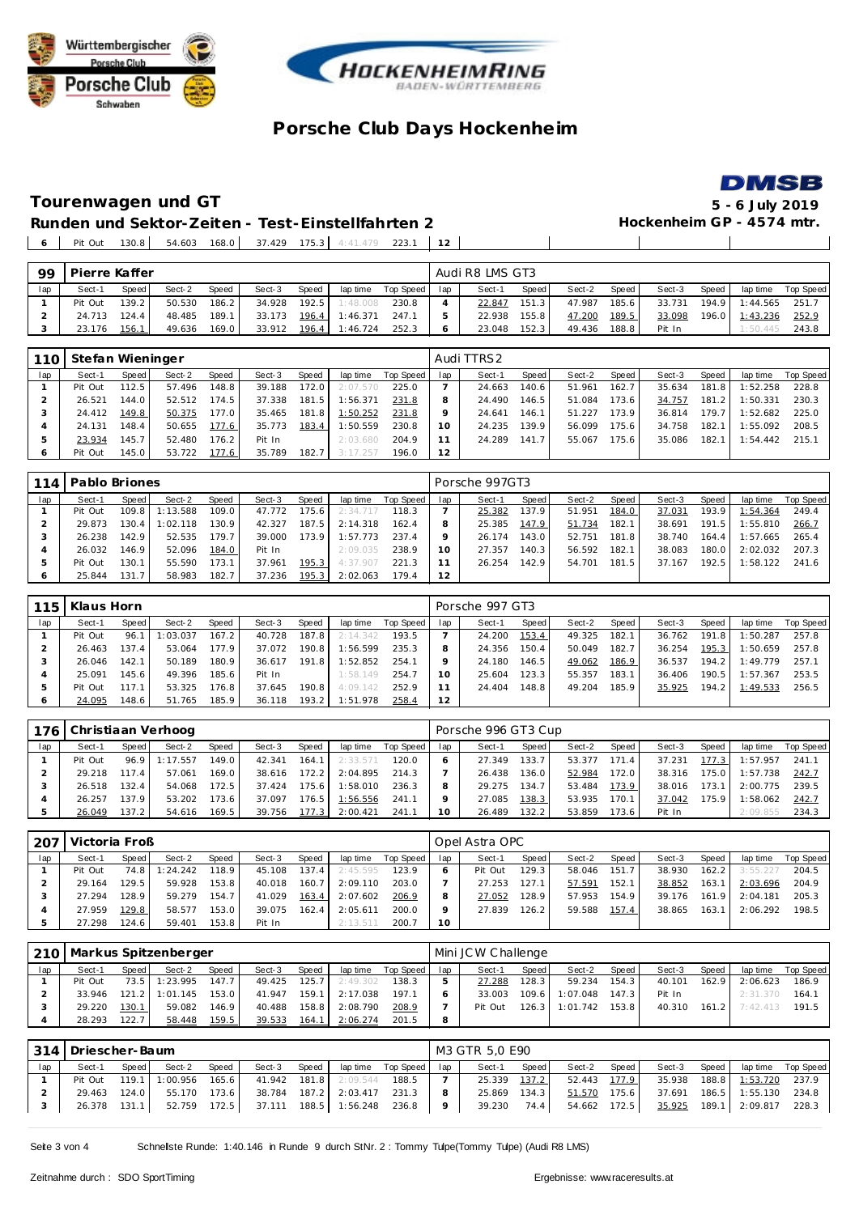# Porsche Club Days Hockenheim

## Tourenwagen und GT

**5 - 6 July 2019**

### Runden und Sektor-Zeiten - Test-Einstellfahrten 2

**Hockenheim GP - 4574 mtr.**

| 6 | Pit Out | 130.8 | 54.603 | 168.0 | 37.429 | 175.3 | 4:41.479 | 223.1 | 12 | | | | | | | | |
|---|---|---|---|---|---|---|---|---|---|---|---|---|---|---|---|---|---|

| 99 | Pierre Kaffer | | | | | | | | Audi R8 LMS GT3 | | | | | | | | |
|---|---|---|---|---|---|---|---|---|---|---|---|---|---|---|---|---|---|
| lap | Sect-1 | Speed | Sect-2 | Speed | Sect-3 | Speed | lap time | Top Speed | lap | Sect-1 | Speed | Sect-2 | Speed | Sect-3 | Speed | lap time | Top Speed |
| 1 | Pit Out | 139.2 | 50.530 | 186.2 | 34.928 | 192.5 | 1:48.008 | 230.8 | 4 | 22.847 | 151.3 | 47.987 | 185.6 | 33.731 | 194.9 | 1:44.565 | 251.7 |
| 2 | 24.713 | 124.4 | 48.485 | 189.1 | 33.173 | 196.4 | 1:46.371 | 247.1 | 5 | 22.938 | 155.8 | 47.200 | 189.5 | 33.098 | 196.0 | 1:43.236 | 252.9 |
| 3 | 23.176 | 156.1 | 49.636 | 169.0 | 33.912 | 196.4 | 1:46.724 | 252.3 | 6 | 23.048 | 152.3 | 49.436 | 188.8 | Pit In | | 1:50.445 | 243.8 |

| 110 | Stefan Wieninger | | | | | | | | Audi TTRS2 | | | | | | | | |
|---|---|---|---|---|---|---|---|---|---|---|---|---|---|---|---|---|---|
| lap | Sect-1 | Speed | Sect-2 | Speed | Sect-3 | Speed | lap time | Top Speed | lap | Sect-1 | Speed | Sect-2 | Speed | Sect-3 | Speed | lap time | Top Speed |
| 1 | Pit Out | 112.5 | 57.496 | 148.8 | 39.188 | 172.0 | 2:07.570 | 225.0 | 7 | 24.663 | 140.6 | 51.961 | 162.7 | 35.634 | 181.8 | 1:52.258 | 228.8 |
| 2 | 26.521 | 144.0 | 52.512 | 174.5 | 37.338 | 181.5 | 1:56.371 | 231.8 | 8 | 24.490 | 146.5 | 51.084 | 173.6 | 34.757 | 181.2 | 1:50.331 | 230.3 |
| 3 | 24.412 | 149.8 | 50.375 | 177.0 | 35.465 | 181.8 | 1:50.252 | 231.8 | 9 | 24.641 | 146.1 | 51.227 | 173.9 | 36.814 | 179.7 | 1:52.682 | 225.0 |
| 4 | 24.131 | 148.4 | 50.655 | 177.6 | 35.773 | 183.4 | 1:50.559 | 230.8 | 10 | 24.235 | 139.9 | 56.099 | 175.6 | 34.758 | 182.1 | 1:55.092 | 208.5 |
| 5 | 23.934 | 145.7 | 52.480 | 176.2 | Pit In | | 2:03.680 | 204.9 | 11 | 24.289 | 141.7 | 55.067 | 175.6 | 35.086 | 182.1 | 1:54.442 | 215.1 |
| 6 | Pit Out | 145.0 | 53.722 | 177.6 | 35.789 | 182.7 | 3:17.257 | 196.0 | 12 | | | | | | | | |

| 114 | Pablo Briones | | | | | | | | Porsche 997GT3 | | | | | | | | |
|---|---|---|---|---|---|---|---|---|---|---|---|---|---|---|---|---|---|
| lap | Sect-1 | Speed | Sect-2 | Speed | Sect-3 | Speed | lap time | Top Speed | lap | Sect-1 | Speed | Sect-2 | Speed | Sect-3 | Speed | lap time | Top Speed |
| 1 | Pit Out | 109.8 | 1:13.588 | 109.0 | 47.772 | 175.6 | 2:34.717 | 118.3 | 7 | 25.382 | 137.9 | 51.951 | 184.0 | 37.031 | 193.9 | 1:54.364 | 249.4 |
| 2 | 29.873 | 130.4 | 1:02.118 | 130.9 | 42.327 | 187.5 | 2:14.318 | 162.4 | 8 | 25.385 | 147.9 | 51.734 | 182.1 | 38.691 | 191.5 | 1:55.810 | 266.7 |
| 3 | 26.238 | 142.9 | 52.535 | 179.7 | 39.000 | 173.9 | 1:57.773 | 237.4 | 9 | 26.174 | 143.0 | 52.751 | 181.8 | 38.740 | 164.4 | 1:57.665 | 265.4 |
| 4 | 26.032 | 146.9 | 52.096 | 184.0 | Pit In | | 2:09.035 | 238.9 | 10 | 27.357 | 140.3 | 56.592 | 182.1 | 38.083 | 180.0 | 2:02.032 | 207.3 |
| 5 | Pit Out | 130.1 | 55.590 | 173.1 | 37.961 | 195.3 | 4:37.907 | 221.3 | 11 | 26.254 | 142.9 | 54.701 | 181.5 | 37.167 | 192.5 | 1:58.122 | 241.6 |
| 6 | 25.844 | 131.7 | 58.983 | 182.7 | 37.236 | 195.3 | 2:02.063 | 179.4 | 12 | | | | | | | | |

| 115 | Klaus Horn | | | | | | | | Porsche 997 GT3 | | | | | | | | |
|---|---|---|---|---|---|---|---|---|---|---|---|---|---|---|---|---|---|
| lap | Sect-1 | Speed | Sect-2 | Speed | Sect-3 | Speed | lap time | Top Speed | lap | Sect-1 | Speed | Sect-2 | Speed | Sect-3 | Speed | lap time | Top Speed |
| 1 | Pit Out | 96.1 | 1:03.037 | 167.2 | 40.728 | 187.8 | 2:14.342 | 193.5 | 7 | 24.200 | 153.4 | 49.325 | 182.1 | 36.762 | 191.8 | 1:50.287 | 257.8 |
| 2 | 26.463 | 137.4 | 53.064 | 177.9 | 37.072 | 190.8 | 1:56.599 | 235.3 | 8 | 24.356 | 150.4 | 50.049 | 182.7 | 36.254 | 195.3 | 1:50.659 | 257.8 |
| 3 | 26.046 | 142.1 | 50.189 | 180.9 | 36.617 | 191.8 | 1:52.852 | 254.1 | 9 | 24.180 | 146.5 | 49.062 | 186.9 | 36.537 | 194.2 | 1:49.779 | 257.1 |
| 4 | 25.091 | 145.6 | 49.396 | 185.6 | Pit In | | 1:58.149 | 254.7 | 10 | 25.604 | 123.3 | 55.357 | 183.1 | 36.406 | 190.5 | 1:57.367 | 253.5 |
| 5 | Pit Out | 117.1 | 53.325 | 176.8 | 37.645 | 190.8 | 4:09.142 | 252.9 | 11 | 24.404 | 148.8 | 49.204 | 185.9 | 35.925 | 194.2 | 1:49.533 | 256.5 |
| 6 | 24.095 | 148.6 | 51.765 | 185.9 | 36.118 | 193.2 | 1:51.978 | 258.4 | 12 | | | | | | | | |

| 176 | Christiaan Verhoog | | | | | | | | Porsche 996 GT3 Cup | | | | | | | | |
|---|---|---|---|---|---|---|---|---|---|---|---|---|---|---|---|---|---|
| lap | Sect-1 | Speed | Sect-2 | Speed | Sect-3 | Speed | lap time | Top Speed | lap | Sect-1 | Speed | Sect-2 | Speed | Sect-3 | Speed | lap time | Top Speed |
| 1 | Pit Out | 96.9 | 1:17.557 | 149.0 | 42.341 | 164.1 | 2:33.571 | 120.0 | 6 | 27.349 | 133.7 | 53.377 | 171.4 | 37.231 | 177.3 | 1:57.957 | 241.1 |
| 2 | 29.218 | 117.4 | 57.061 | 169.0 | 38.616 | 172.2 | 2:04.895 | 214.3 | 7 | 26.438 | 136.0 | 52.984 | 172.0 | 38.316 | 175.0 | 1:57.738 | 242.7 |
| 3 | 26.518 | 132.4 | 54.068 | 172.5 | 37.424 | 175.6 | 1:58.010 | 236.3 | 8 | 29.275 | 134.7 | 53.484 | 173.9 | 38.016 | 173.1 | 2:00.775 | 239.5 |
| 4 | 26.257 | 137.9 | 53.202 | 173.6 | 37.097 | 176.5 | 1:56.556 | 241.1 | 9 | 27.085 | 138.3 | 53.935 | 170.1 | 37.042 | 175.9 | 1:58.062 | 242.7 |
| 5 | 26.049 | 137.2 | 54.616 | 169.5 | 39.756 | 177.3 | 2:00.421 | 241.1 | 10 | 26.489 | 132.2 | 53.859 | 173.6 | Pit In | | 2:09.855 | 234.3 |

| 207 | Victoria Froß | | | | | | | | Opel Astra OPC | | | | | | | | |
|---|---|---|---|---|---|---|---|---|---|---|---|---|---|---|---|---|---|
| lap | Sect-1 | Speed | Sect-2 | Speed | Sect-3 | Speed | lap time | Top Speed | lap | Sect-1 | Speed | Sect-2 | Speed | Sect-3 | Speed | lap time | Top Speed |
| 1 | Pit Out | 74.8 | 1:24.242 | 118.9 | 45.108 | 137.4 | 2:45.595 | 123.9 | 6 | Pit Out | 129.3 | 58.046 | 151.7 | 38.930 | 162.2 | 3:55.227 | 204.5 |
| 2 | 29.164 | 129.5 | 59.928 | 153.8 | 40.018 | 160.7 | 2:09.110 | 203.0 | 7 | 27.253 | 127.1 | 57.591 | 152.1 | 38.852 | 163.1 | 2:03.696 | 204.9 |
| 3 | 27.294 | 128.9 | 59.279 | 154.7 | 41.029 | 163.4 | 2:07.602 | 206.9 | 8 | 27.052 | 128.9 | 57.953 | 154.9 | 39.176 | 161.9 | 2:04.181 | 205.3 |
| 4 | 27.959 | 129.8 | 58.577 | 153.0 | 39.075 | 162.4 | 2:05.611 | 200.0 | 9 | 27.839 | 126.2 | 59.588 | 157.4 | 38.865 | 163.1 | 2:06.292 | 198.5 |
| 5 | 27.298 | 124.6 | 59.401 | 153.8 | Pit In | | 2:13.511 | 200.7 | 10 | | | | | | | | |

| 210 | Markus Spitzenberger | | | | | | | | Mini JCW Challenge | | | | | | | | |
|---|---|---|---|---|---|---|---|---|---|---|---|---|---|---|---|---|---|
| lap | Sect-1 | Speed | Sect-2 | Speed | Sect-3 | Speed | lap time | Top Speed | lap | Sect-1 | Speed | Sect-2 | Speed | Sect-3 | Speed | lap time | Top Speed |
| 1 | Pit Out | 73.5 | 1:23.995 | 147.7 | 49.425 | 125.7 | 2:49.302 | 138.3 | 5 | 27.288 | 128.3 | 59.234 | 154.3 | 40.101 | 162.9 | 2:06.623 | 186.9 |
| 2 | 33.946 | 121.2 | 1:01.145 | 153.0 | 41.947 | 159.1 | 2:17.038 | 197.1 | 6 | 33.003 | 109.6 | 1:07.048 | 147.3 | Pit In | | 2:31.370 | 164.1 |
| 3 | 29.220 | 130.1 | 59.082 | 146.9 | 40.488 | 158.8 | 2:08.790 | 208.9 | 7 | Pit Out | 126.3 | 1:01.742 | 153.8 | 40.310 | 161.2 | 7:42.413 | 191.5 |
| 4 | 28.293 | 122.7 | 58.448 | 159.5 | 39.533 | 164.1 | 2:06.274 | 201.5 | 8 | | | | | | | | |

| 314 | Driescher-Baum | | | | | | | | M3 GTR 5,0 E90 | | | | | | | | |
|---|---|---|---|---|---|---|---|---|---|---|---|---|---|---|---|---|---|
| lap | Sect-1 | Speed | Sect-2 | Speed | Sect-3 | Speed | lap time | Top Speed | lap | Sect-1 | Speed | Sect-2 | Speed | Sect-3 | Speed | lap time | Top Speed |
| 1 | Pit Out | 119.1 | 1:00.956 | 165.6 | 41.942 | 181.8 | 2:09.544 | 188.5 | 7 | 25.339 | 137.2 | 52.443 | 177.9 | 35.938 | 188.8 | 1:53.720 | 237.9 |
| 2 | 29.463 | 124.0 | 55.170 | 173.6 | 38.784 | 187.2 | 2:03.417 | 231.3 | 8 | 25.869 | 134.3 | 51.570 | 175.6 | 37.691 | 186.5 | 1:55.130 | 234.8 |
| 3 | 26.378 | 131.1 | 52.759 | 172.5 | 37.111 | 188.5 | 1:56.248 | 236.8 | 9 | 39.230 | 74.4 | 54.662 | 172.5 | 35.925 | 189.1 | 2:09.817 | 228.3 |

Schnellste Runde: 1:40.146 in Runde 9 durch StNr. 2 : Tommy Tulpe(Tommy Tulpe) (Audi R8 LMS)

Zeitnahme durch : SDO SportTiming

Ergebnisse: www.raceresults.at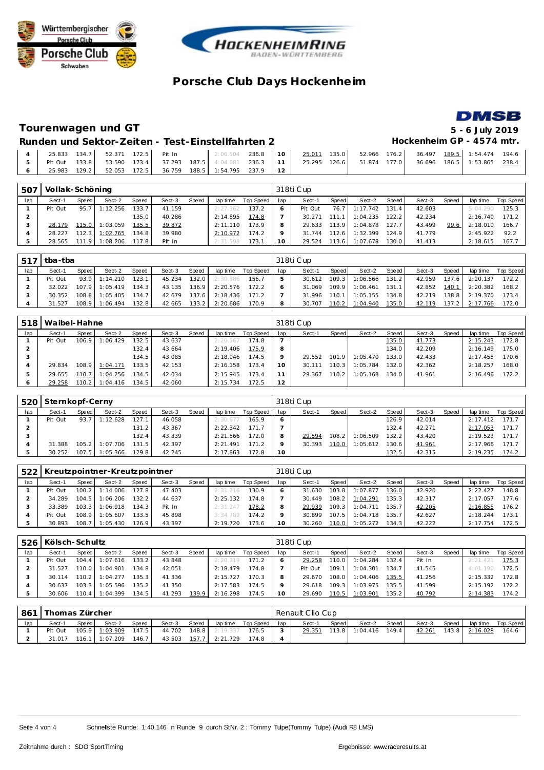# Porsche Club Days Hockenheim

## Tourenwagen und GT

**5 - 6 July 2019**

### Runden und Sektor-Zeiten - Test-Einstellfahrten 2

**Hockenheim GP - 4574 mtr.**

| | | | | | | | | | | | | | | | | | | | | |
|---|---|---|---|---|---|---|---|---|---|---|---|---|---|---|---|---|---|---|---|---|
| 4 | 25.833 | 134.7 | 52.371 | 172.5 | Pit In | | 2:06.504 | 236.8 | 10 | 25.011 | 135.0 | 52.966 | 176.2 | 36.497 | 189.5 | 1:54.474 | 194.6 |
| 5 | Pit Out | 133.8 | 53.590 | 173.4 | 37.293 | 187.5 | 4:04.081 | 236.3 | 11 | 25.295 | 126.6 | 51.874 | 177.0 | 36.696 | 186.5 | 1:53.865 | 238.4 |
| 6 | 25.983 | 129.2 | 52.053 | 172.5 | 36.759 | 188.5 | 1:54.795 | 237.9 | 12 | | | | | | | | |

**507 Vollak-Schöning** — 318ti Cup

| lap | Sect-1 | Speed | Sect-2 | Speed | Sect-3 | Speed | lap time | Top Speed | lap | Sect-1 | Speed | Sect-2 | Speed | Sect-3 | Speed | lap time | Top Speed |
|---|---|---|---|---|---|---|---|---|---|---|---|---|---|---|---|---|---|
| 1 | Pit Out | 95.7 | 1:12.256 | 133.7 | 41.159 | | 2:27.362 | 137.2 | 6 | Pit Out | 76.7 | 1:17.742 | 131.4 | 42.603 | | 5:04.290 | 125.3 |
| 2 | | | | 135.0 | 40.286 | | 2:14.895 | 174.8 | 7 | 30.271 | 111.1 | 1:04.235 | 122.2 | 42.234 | | 2:16.740 | 171.2 |
| 3 | 28.179 | 115.0 | 1:03.059 | 135.5 | 39.872 | | 2:11.110 | 173.9 | 8 | 29.633 | 113.9 | 1:04.878 | 127.7 | 43.499 | 99.6 | 2:18.010 | 166.7 |
| 4 | 28.227 | 112.3 | 1:02.765 | 134.8 | 39.980 | | 2:10.972 | 174.2 | 9 | 31.744 | 112.6 | 1:32.399 | 124.9 | 41.779 | | 2:45.922 | 92.2 |
| 5 | 28.565 | 111.9 | 1:08.206 | 117.8 | Pit In | | 2:31.598 | 173.1 | 10 | 29.524 | 113.6 | 1:07.678 | 130.0 | 41.413 | | 2:18.615 | 167.7 |

**517 tba-tba** — 318ti Cup

| lap | Sect-1 | Speed | Sect-2 | Speed | Sect-3 | Speed | lap time | Top Speed | lap | Sect-1 | Speed | Sect-2 | Speed | Sect-3 | Speed | lap time | Top Speed |
|---|---|---|---|---|---|---|---|---|---|---|---|---|---|---|---|---|---|
| 1 | Pit Out | 93.9 | 1:14.210 | 123.1 | 45.234 | 132.0 | 2:30.886 | 156.7 | 5 | 30.612 | 109.3 | 1:06.566 | 131.2 | 42.959 | 137.6 | 2:20.137 | 172.2 |
| 2 | 32.022 | 107.9 | 1:05.419 | 134.3 | 43.135 | 136.9 | 2:20.576 | 172.2 | 6 | 31.069 | 109.9 | 1:06.461 | 131.1 | 42.852 | 140.1 | 2:20.382 | 168.2 |
| 3 | 30.352 | 108.8 | 1:05.405 | 134.7 | 42.679 | 137.6 | 2:18.436 | 171.2 | 7 | 31.996 | 110.1 | 1:05.155 | 134.8 | 42.219 | 138.8 | 2:19.370 | 173.4 |
| 4 | 31.527 | 108.9 | 1:06.494 | 132.8 | 42.665 | 133.2 | 2:20.686 | 170.9 | 8 | 30.707 | 110.2 | 1:04.940 | 135.0 | 42.119 | 137.2 | 2:17.766 | 172.0 |

**518 Waibel-Hahne** — 318ti Cup

| lap | Sect-1 | Speed | Sect-2 | Speed | Sect-3 | Speed | lap time | Top Speed | lap | Sect-1 | Speed | Sect-2 | Speed | Sect-3 | Speed | lap time | Top Speed |
|---|---|---|---|---|---|---|---|---|---|---|---|---|---|---|---|---|---|
| 1 | Pit Out | 106.9 | 1:06.429 | 132.5 | 43.637 | | 2:20.567 | 174.8 | 7 | | | | 135.0 | 41.773 | | 2:15.243 | 172.8 |
| 2 | | | | 132.4 | 43.664 | | 2:19.406 | 175.9 | 8 | | | | 134.0 | 42.209 | | 2:16.149 | 175.0 |
| 3 | | | | 134.5 | 43.085 | | 2:18.046 | 174.5 | 9 | 29.552 | 101.9 | 1:05.470 | 133.0 | 42.433 | | 2:17.455 | 170.6 |
| 4 | 29.834 | 108.9 | 1:04.171 | 133.5 | 42.153 | | 2:16.158 | 173.4 | 10 | 30.111 | 110.3 | 1:05.784 | 132.0 | 42.362 | | 2:18.257 | 168.0 |
| 5 | 29.655 | 110.7 | 1:04.256 | 134.5 | 42.034 | | 2:15.945 | 173.4 | 11 | 29.367 | 110.2 | 1:05.168 | 134.0 | 41.961 | | 2:16.496 | 172.2 |
| 6 | 29.258 | 110.2 | 1:04.416 | 134.5 | 42.060 | | 2:15.734 | 172.5 | 12 | | | | | | | | |

**520 Sternkopf-Cerny** — 318ti Cup

| lap | Sect-1 | Speed | Sect-2 | Speed | Sect-3 | Speed | lap time | Top Speed | lap | Sect-1 | Speed | Sect-2 | Speed | Sect-3 | Speed | lap time | Top Speed |
|---|---|---|---|---|---|---|---|---|---|---|---|---|---|---|---|---|---|
| 1 | Pit Out | 93.7 | 1:12.628 | 127.1 | 46.058 | | 2:30.677 | 165.9 | 6 | | | | 126.9 | 42.014 | | 2:17.412 | 171.7 |
| 2 | | | | 131.2 | 43.367 | | 2:22.342 | 171.7 | 7 | | | | 132.4 | 42.271 | | 2:17.053 | 171.7 |
| 3 | | | | 132.4 | 43.339 | | 2:21.566 | 172.0 | 8 | 29.594 | 108.2 | 1:06.509 | 132.2 | 43.420 | | 2:19.523 | 171.7 |
| 4 | 31.388 | 105.2 | 1:07.706 | 131.5 | 42.397 | | 2:21.491 | 171.2 | 9 | 30.393 | 110.0 | 1:05.612 | 130.6 | 41.961 | | 2:17.966 | 171.7 |
| 5 | 30.252 | 107.5 | 1:05.366 | 129.8 | 42.245 | | 2:17.863 | 172.8 | 10 | | | | 132.5 | 42.315 | | 2:19.235 | 174.2 |

**522 Kreutzpointner-Kreutzpointner** — 318ti Cup

| lap | Sect-1 | Speed | Sect-2 | Speed | Sect-3 | Speed | lap time | Top Speed | lap | Sect-1 | Speed | Sect-2 | Speed | Sect-3 | Speed | lap time | Top Speed |
|---|---|---|---|---|---|---|---|---|---|---|---|---|---|---|---|---|---|
| 1 | Pit Out | 100.2 | 1:14.086 | 127.8 | 47.403 | | 2:31.216 | 130.9 | 6 | 31.630 | 103.8 | 1:07.877 | 136.0 | 42.920 | | 2:22.427 | 148.8 |
| 2 | 34.289 | 104.5 | 1:06.206 | 132.2 | 44.637 | | 2:25.132 | 174.8 | 7 | 30.449 | 108.2 | 1:04.291 | 135.3 | 42.317 | | 2:17.057 | 177.6 |
| 3 | 33.389 | 103.3 | 1:06.918 | 134.3 | Pit In | | 2:31.247 | 178.2 | 8 | 29.939 | 109.3 | 1:04.711 | 135.7 | 42.205 | | 2:16.855 | 176.2 |
| 4 | Pit Out | 108.9 | 1:05.607 | 133.5 | 45.898 | | 3:34.789 | 174.2 | 9 | 30.899 | 107.5 | 1:04.718 | 135.7 | 42.627 | | 2:18.244 | 173.1 |
| 5 | 30.893 | 108.7 | 1:05.430 | 126.9 | 43.397 | | 2:19.720 | 173.6 | 10 | 30.260 | 110.0 | 1:05.272 | 134.3 | 42.222 | | 2:17.754 | 172.5 |

**526 Kölsch-Schultz** — 318ti Cup

| lap | Sect-1 | Speed | Sect-2 | Speed | Sect-3 | Speed | lap time | Top Speed | lap | Sect-1 | Speed | Sect-2 | Speed | Sect-3 | Speed | lap time | Top Speed |
|---|---|---|---|---|---|---|---|---|---|---|---|---|---|---|---|---|---|
| 1 | Pit Out | 104.4 | 1:07.616 | 133.2 | 43.848 | | 2:20.319 | 171.2 | 6 | 29.258 | 110.0 | 1:04.284 | 132.4 | Pit In | | 2:21.421 | 175.3 |
| 2 | 31.527 | 110.0 | 1:04.901 | 134.8 | 42.051 | | 2:18.479 | 174.8 | 7 | Pit Out | 109.1 | 1:04.301 | 134.7 | 41.545 | | 4:01.190 | 172.5 |
| 3 | 30.114 | 110.2 | 1:04.277 | 135.3 | 41.336 | | 2:15.727 | 170.3 | 8 | 29.670 | 108.0 | 1:04.406 | 135.5 | 41.256 | | 2:15.332 | 172.8 |
| 4 | 30.637 | 103.3 | 1:05.596 | 135.2 | 41.350 | | 2:17.583 | 174.5 | 9 | 29.618 | 109.3 | 1:03.975 | 135.5 | 41.599 | | 2:15.192 | 172.2 |
| 5 | 30.606 | 110.4 | 1:04.399 | 134.5 | 41.293 | 139.9 | 2:16.298 | 174.5 | 10 | 29.690 | 110.5 | 1:03.901 | 135.2 | 40.792 | | 2:14.383 | 174.2 |

**861 Thomas Zürcher** — Renault Clio Cup

| lap | Sect-1 | Speed | Sect-2 | Speed | Sect-3 | Speed | lap time | Top Speed | lap | Sect-1 | Speed | Sect-2 | Speed | Sect-3 | Speed | lap time | Top Speed |
|---|---|---|---|---|---|---|---|---|---|---|---|---|---|---|---|---|---|
| 1 | Pit Out | 105.9 | 1:03.909 | 147.5 | 44.702 | 148.8 | 2:19.337 | 176.5 | 3 | 29.351 | 113.8 | 1:04.416 | 149.4 | 42.261 | 143.8 | 2:16.028 | 164.6 |
| 2 | 31.017 | 116.1 | 1:07.209 | 146.7 | 43.503 | 157.7 | 2:21.729 | 174.8 | 4 | | | | | | | | |

Schnellste Runde: 1:40.146 in Runde 9 durch StNr. 2 : Tommy Tulpe(Tommy Tulpe) (Audi R8 LMS)

Zeitnahme durch : SDO SportTiming

Ergebnisse: www.raceresults.at